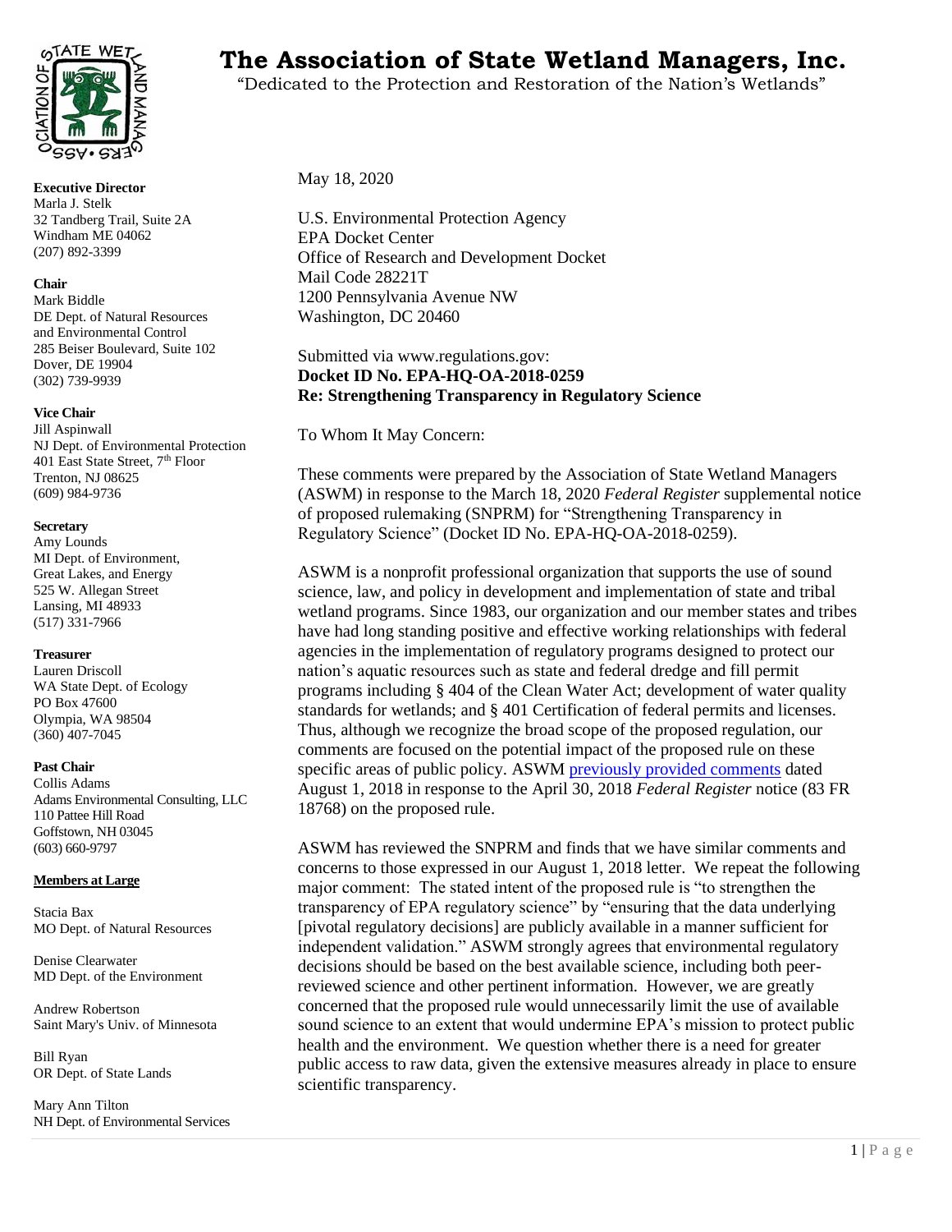# The Association of State Wetland Managers, Inc.

"Dedicated to the Protection and Restoration of the Nation's Wetlands"

**Executive Director**
Marla J. Stelk
32 Tandberg Trail, Suite 2A
Windham ME 04062
(207) 892-3399

**Chair**
Mark Biddle
DE Dept. of Natural Resources and Environmental Control
285 Beiser Boulevard, Suite 102
Dover, DE 19904
(302) 739-9939

**Vice Chair**
Jill Aspinwall
NJ Dept. of Environmental Protection
401 East State Street, 7th Floor
Trenton, NJ 08625
(609) 984-9736

**Secretary**
Amy Lounds
MI Dept. of Environment, Great Lakes, and Energy
525 W. Allegan Street
Lansing, MI 48933
(517) 331-7966

**Treasurer**
Lauren Driscoll
WA State Dept. of Ecology
PO Box 47600
Olympia, WA 98504
(360) 407-7045

**Past Chair**
Collis Adams
Adams Environmental Consulting, LLC
110 Pattee Hill Road
Goffstown, NH 03045
(603) 660-9797

**Members at Large**

Stacia Bax
MO Dept. of Natural Resources

Denise Clearwater
MD Dept. of the Environment

Andrew Robertson
Saint Mary's Univ. of Minnesota

Bill Ryan
OR Dept. of State Lands

Mary Ann Tilton
NH Dept. of Environmental Services

---

May 18, 2020

U.S. Environmental Protection Agency
EPA Docket Center
Office of Research and Development Docket
Mail Code 28221T
1200 Pennsylvania Avenue NW
Washington, DC 20460

Submitted via www.regulations.gov:
**Docket ID No. EPA-HQ-OA-2018-0259**
**Re: Strengthening Transparency in Regulatory Science**

To Whom It May Concern:

These comments were prepared by the Association of State Wetland Managers (ASWM) in response to the March 18, 2020 *Federal Register* supplemental notice of proposed rulemaking (SNPRM) for "Strengthening Transparency in Regulatory Science" (Docket ID No. EPA-HQ-OA-2018-0259).

ASWM is a nonprofit professional organization that supports the use of sound science, law, and policy in development and implementation of state and tribal wetland programs. Since 1983, our organization and our member states and tribes have had long standing positive and effective working relationships with federal agencies in the implementation of regulatory programs designed to protect our nation's aquatic resources such as state and federal dredge and fill permit programs including § 404 of the Clean Water Act; development of water quality standards for wetlands; and § 401 Certification of federal permits and licenses. Thus, although we recognize the broad scope of the proposed regulation, our comments are focused on the potential impact of the proposed rule on these specific areas of public policy. ASWM previously provided comments dated August 1, 2018 in response to the April 30, 2018 *Federal Register* notice (83 FR 18768) on the proposed rule.

ASWM has reviewed the SNPRM and finds that we have similar comments and concerns to those expressed in our August 1, 2018 letter. We repeat the following major comment: The stated intent of the proposed rule is "to strengthen the transparency of EPA regulatory science" by "ensuring that the data underlying [pivotal regulatory decisions] are publicly available in a manner sufficient for independent validation." ASWM strongly agrees that environmental regulatory decisions should be based on the best available science, including both peer-reviewed science and other pertinent information. However, we are greatly concerned that the proposed rule would unnecessarily limit the use of available sound science to an extent that would undermine EPA's mission to protect public health and the environment. We question whether there is a need for greater public access to raw data, given the extensive measures already in place to ensure scientific transparency.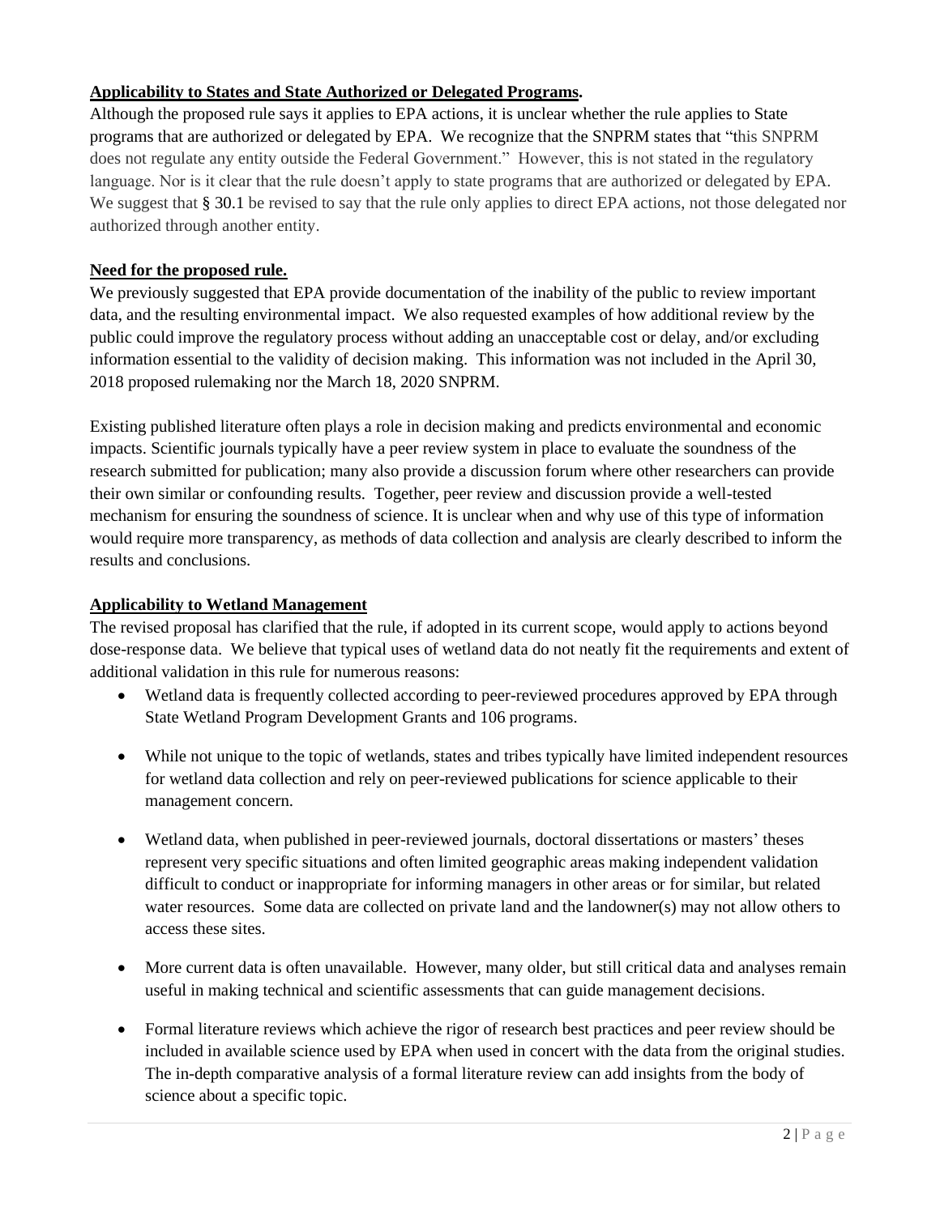**Applicability to States and State Authorized or Delegated Programs.**

Although the proposed rule says it applies to EPA actions, it is unclear whether the rule applies to State programs that are authorized or delegated by EPA. We recognize that the SNPRM states that "this SNPRM does not regulate any entity outside the Federal Government." However, this is not stated in the regulatory language. Nor is it clear that the rule doesn't apply to state programs that are authorized or delegated by EPA. We suggest that § 30.1 be revised to say that the rule only applies to direct EPA actions, not those delegated nor authorized through another entity.

**Need for the proposed rule.**

We previously suggested that EPA provide documentation of the inability of the public to review important data, and the resulting environmental impact. We also requested examples of how additional review by the public could improve the regulatory process without adding an unacceptable cost or delay, and/or excluding information essential to the validity of decision making. This information was not included in the April 30, 2018 proposed rulemaking nor the March 18, 2020 SNPRM.

Existing published literature often plays a role in decision making and predicts environmental and economic impacts. Scientific journals typically have a peer review system in place to evaluate the soundness of the research submitted for publication; many also provide a discussion forum where other researchers can provide their own similar or confounding results. Together, peer review and discussion provide a well-tested mechanism for ensuring the soundness of science. It is unclear when and why use of this type of information would require more transparency, as methods of data collection and analysis are clearly described to inform the results and conclusions.

**Applicability to Wetland Management**

The revised proposal has clarified that the rule, if adopted in its current scope, would apply to actions beyond dose-response data. We believe that typical uses of wetland data do not neatly fit the requirements and extent of additional validation in this rule for numerous reasons:

- Wetland data is frequently collected according to peer-reviewed procedures approved by EPA through State Wetland Program Development Grants and 106 programs.
- While not unique to the topic of wetlands, states and tribes typically have limited independent resources for wetland data collection and rely on peer-reviewed publications for science applicable to their management concern.
- Wetland data, when published in peer-reviewed journals, doctoral dissertations or masters' theses represent very specific situations and often limited geographic areas making independent validation difficult to conduct or inappropriate for informing managers in other areas or for similar, but related water resources. Some data are collected on private land and the landowner(s) may not allow others to access these sites.
- More current data is often unavailable. However, many older, but still critical data and analyses remain useful in making technical and scientific assessments that can guide management decisions.
- Formal literature reviews which achieve the rigor of research best practices and peer review should be included in available science used by EPA when used in concert with the data from the original studies. The in-depth comparative analysis of a formal literature review can add insights from the body of science about a specific topic.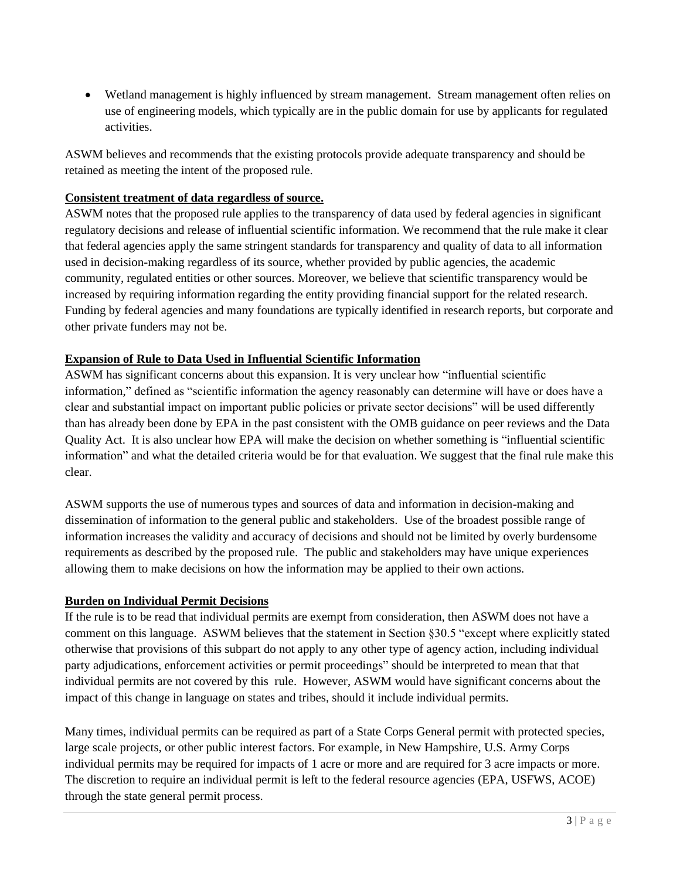- Wetland management is highly influenced by stream management. Stream management often relies on use of engineering models, which typically are in the public domain for use by applicants for regulated activities.

ASWM believes and recommends that the existing protocols provide adequate transparency and should be retained as meeting the intent of the proposed rule.

**Consistent treatment of data regardless of source.**

ASWM notes that the proposed rule applies to the transparency of data used by federal agencies in significant regulatory decisions and release of influential scientific information. We recommend that the rule make it clear that federal agencies apply the same stringent standards for transparency and quality of data to all information used in decision-making regardless of its source, whether provided by public agencies, the academic community, regulated entities or other sources. Moreover, we believe that scientific transparency would be increased by requiring information regarding the entity providing financial support for the related research. Funding by federal agencies and many foundations are typically identified in research reports, but corporate and other private funders may not be.

**Expansion of Rule to Data Used in Influential Scientific Information**

ASWM has significant concerns about this expansion. It is very unclear how "influential scientific information," defined as "scientific information the agency reasonably can determine will have or does have a clear and substantial impact on important public policies or private sector decisions" will be used differently than has already been done by EPA in the past consistent with the OMB guidance on peer reviews and the Data Quality Act. It is also unclear how EPA will make the decision on whether something is "influential scientific information" and what the detailed criteria would be for that evaluation. We suggest that the final rule make this clear.

ASWM supports the use of numerous types and sources of data and information in decision-making and dissemination of information to the general public and stakeholders. Use of the broadest possible range of information increases the validity and accuracy of decisions and should not be limited by overly burdensome requirements as described by the proposed rule. The public and stakeholders may have unique experiences allowing them to make decisions on how the information may be applied to their own actions.

**Burden on Individual Permit Decisions**

If the rule is to be read that individual permits are exempt from consideration, then ASWM does not have a comment on this language. ASWM believes that the statement in Section §30.5 "except where explicitly stated otherwise that provisions of this subpart do not apply to any other type of agency action, including individual party adjudications, enforcement activities or permit proceedings" should be interpreted to mean that that individual permits are not covered by this rule. However, ASWM would have significant concerns about the impact of this change in language on states and tribes, should it include individual permits.

Many times, individual permits can be required as part of a State Corps General permit with protected species, large scale projects, or other public interest factors. For example, in New Hampshire, U.S. Army Corps individual permits may be required for impacts of 1 acre or more and are required for 3 acre impacts or more. The discretion to require an individual permit is left to the federal resource agencies (EPA, USFWS, ACOE) through the state general permit process.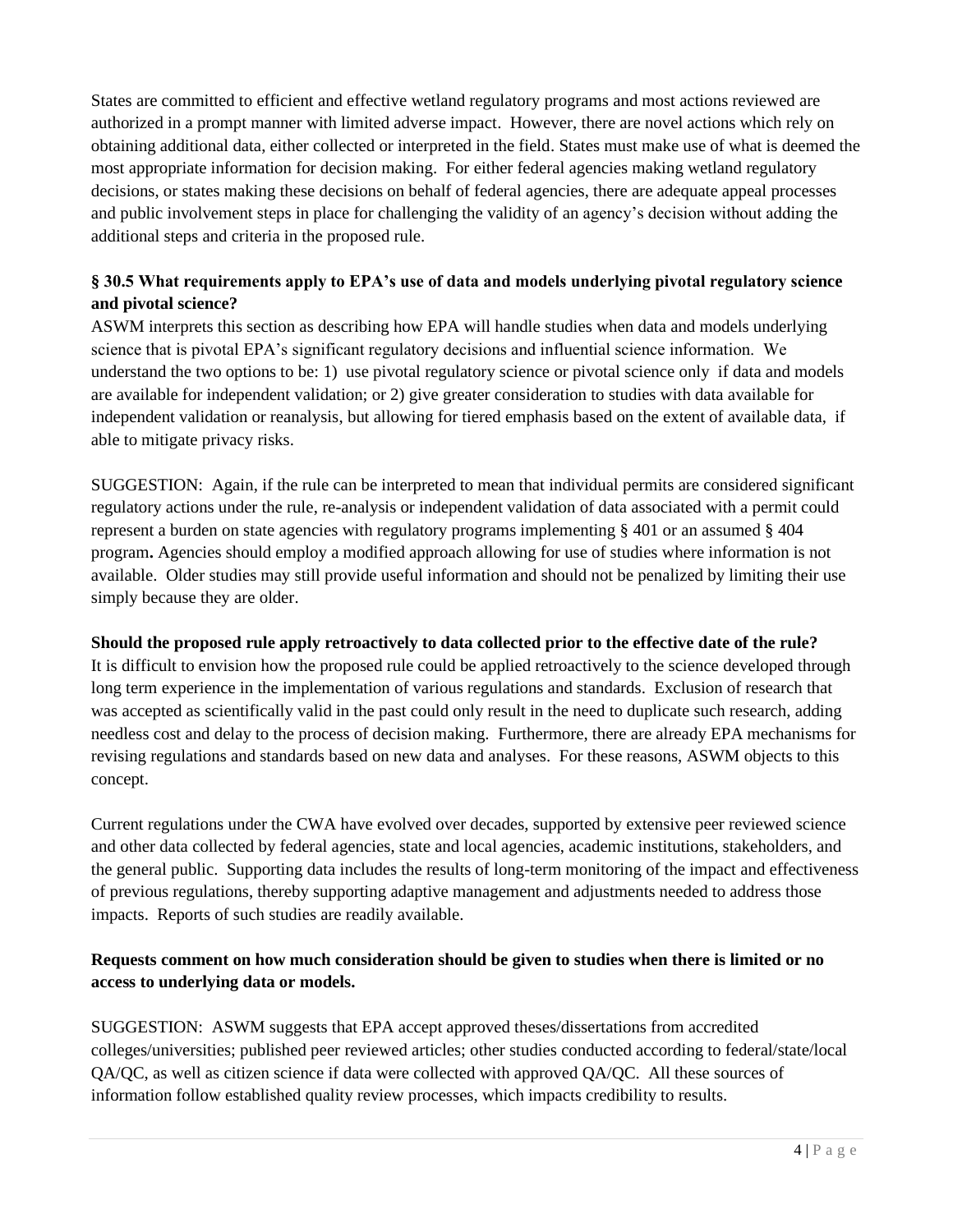States are committed to efficient and effective wetland regulatory programs and most actions reviewed are authorized in a prompt manner with limited adverse impact. However, there are novel actions which rely on obtaining additional data, either collected or interpreted in the field. States must make use of what is deemed the most appropriate information for decision making. For either federal agencies making wetland regulatory decisions, or states making these decisions on behalf of federal agencies, there are adequate appeal processes and public involvement steps in place for challenging the validity of an agency's decision without adding the additional steps and criteria in the proposed rule.

**§ 30.5 What requirements apply to EPA's use of data and models underlying pivotal regulatory science and pivotal science?**

ASWM interprets this section as describing how EPA will handle studies when data and models underlying science that is pivotal EPA's significant regulatory decisions and influential science information. We understand the two options to be: 1) use pivotal regulatory science or pivotal science only if data and models are available for independent validation; or 2) give greater consideration to studies with data available for independent validation or reanalysis, but allowing for tiered emphasis based on the extent of available data, if able to mitigate privacy risks.

SUGGESTION: Again, if the rule can be interpreted to mean that individual permits are considered significant regulatory actions under the rule, re-analysis or independent validation of data associated with a permit could represent a burden on state agencies with regulatory programs implementing § 401 or an assumed § 404 program**.** Agencies should employ a modified approach allowing for use of studies where information is not available. Older studies may still provide useful information and should not be penalized by limiting their use simply because they are older.

**Should the proposed rule apply retroactively to data collected prior to the effective date of the rule?**

It is difficult to envision how the proposed rule could be applied retroactively to the science developed through long term experience in the implementation of various regulations and standards. Exclusion of research that was accepted as scientifically valid in the past could only result in the need to duplicate such research, adding needless cost and delay to the process of decision making. Furthermore, there are already EPA mechanisms for revising regulations and standards based on new data and analyses. For these reasons, ASWM objects to this concept.

Current regulations under the CWA have evolved over decades, supported by extensive peer reviewed science and other data collected by federal agencies, state and local agencies, academic institutions, stakeholders, and the general public. Supporting data includes the results of long-term monitoring of the impact and effectiveness of previous regulations, thereby supporting adaptive management and adjustments needed to address those impacts. Reports of such studies are readily available.

**Requests comment on how much consideration should be given to studies when there is limited or no access to underlying data or models.**

SUGGESTION: ASWM suggests that EPA accept approved theses/dissertations from accredited colleges/universities; published peer reviewed articles; other studies conducted according to federal/state/local QA/QC, as well as citizen science if data were collected with approved QA/QC. All these sources of information follow established quality review processes, which impacts credibility to results.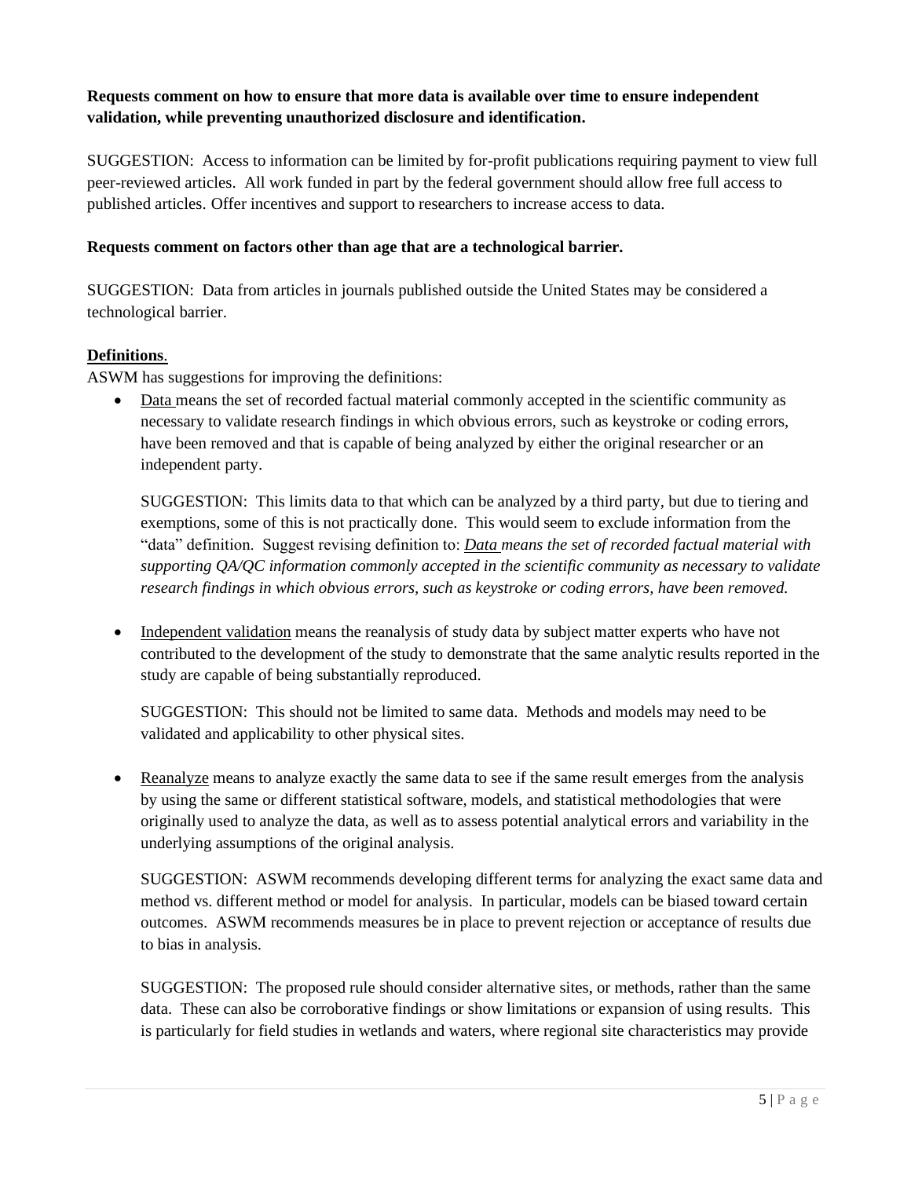**Requests comment on how to ensure that more data is available over time to ensure independent validation, while preventing unauthorized disclosure and identification.**

SUGGESTION: Access to information can be limited by for-profit publications requiring payment to view full peer-reviewed articles. All work funded in part by the federal government should allow free full access to published articles. Offer incentives and support to researchers to increase access to data.

**Requests comment on factors other than age that are a technological barrier.**

SUGGESTION: Data from articles in journals published outside the United States may be considered a technological barrier.

**Definitions**.

ASWM has suggestions for improving the definitions:

- Data means the set of recorded factual material commonly accepted in the scientific community as necessary to validate research findings in which obvious errors, such as keystroke or coding errors, have been removed and that is capable of being analyzed by either the original researcher or an independent party.

  SUGGESTION: This limits data to that which can be analyzed by a third party, but due to tiering and exemptions, some of this is not practically done. This would seem to exclude information from the "data" definition. Suggest revising definition to: *Data means the set of recorded factual material with supporting QA/QC information commonly accepted in the scientific community as necessary to validate research findings in which obvious errors, such as keystroke or coding errors, have been removed.*

- Independent validation means the reanalysis of study data by subject matter experts who have not contributed to the development of the study to demonstrate that the same analytic results reported in the study are capable of being substantially reproduced.

  SUGGESTION: This should not be limited to same data. Methods and models may need to be validated and applicability to other physical sites.

- Reanalyze means to analyze exactly the same data to see if the same result emerges from the analysis by using the same or different statistical software, models, and statistical methodologies that were originally used to analyze the data, as well as to assess potential analytical errors and variability in the underlying assumptions of the original analysis.

  SUGGESTION: ASWM recommends developing different terms for analyzing the exact same data and method vs. different method or model for analysis. In particular, models can be biased toward certain outcomes. ASWM recommends measures be in place to prevent rejection or acceptance of results due to bias in analysis.

  SUGGESTION: The proposed rule should consider alternative sites, or methods, rather than the same data. These can also be corroborative findings or show limitations or expansion of using results. This is particularly for field studies in wetlands and waters, where regional site characteristics may provide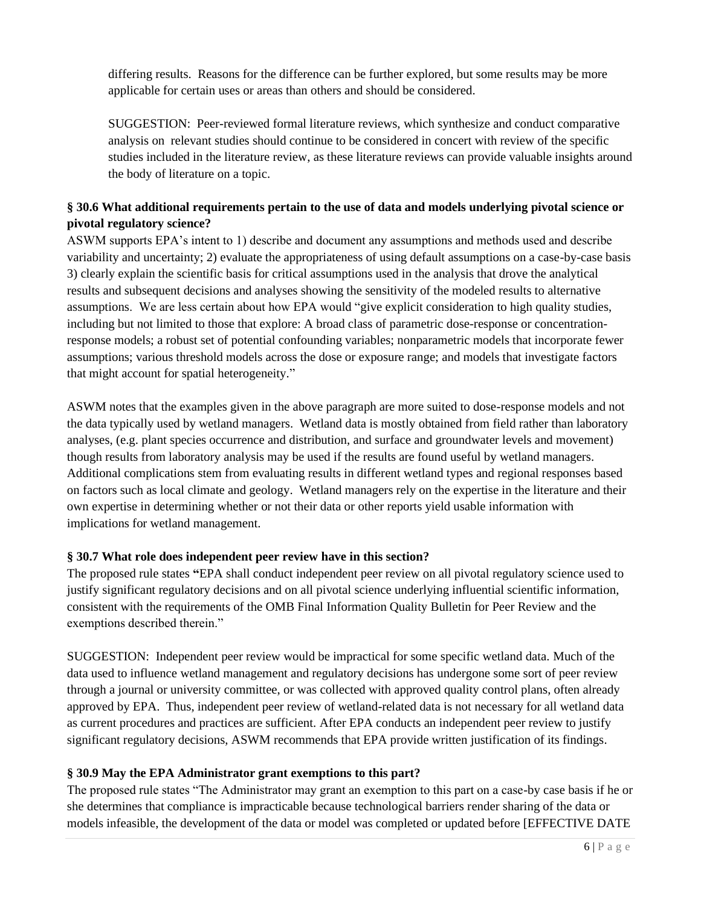differing results. Reasons for the difference can be further explored, but some results may be more applicable for certain uses or areas than others and should be considered.

SUGGESTION: Peer-reviewed formal literature reviews, which synthesize and conduct comparative analysis on relevant studies should continue to be considered in concert with review of the specific studies included in the literature review, as these literature reviews can provide valuable insights around the body of literature on a topic.

**§ 30.6 What additional requirements pertain to the use of data and models underlying pivotal science or pivotal regulatory science?**

ASWM supports EPA's intent to 1) describe and document any assumptions and methods used and describe variability and uncertainty; 2) evaluate the appropriateness of using default assumptions on a case-by-case basis 3) clearly explain the scientific basis for critical assumptions used in the analysis that drove the analytical results and subsequent decisions and analyses showing the sensitivity of the modeled results to alternative assumptions. We are less certain about how EPA would "give explicit consideration to high quality studies, including but not limited to those that explore: A broad class of parametric dose-response or concentration-response models; a robust set of potential confounding variables; nonparametric models that incorporate fewer assumptions; various threshold models across the dose or exposure range; and models that investigate factors that might account for spatial heterogeneity."

ASWM notes that the examples given in the above paragraph are more suited to dose-response models and not the data typically used by wetland managers. Wetland data is mostly obtained from field rather than laboratory analyses, (e.g. plant species occurrence and distribution, and surface and groundwater levels and movement) though results from laboratory analysis may be used if the results are found useful by wetland managers. Additional complications stem from evaluating results in different wetland types and regional responses based on factors such as local climate and geology. Wetland managers rely on the expertise in the literature and their own expertise in determining whether or not their data or other reports yield usable information with implications for wetland management.

**§ 30.7 What role does independent peer review have in this section?**

The proposed rule states "EPA shall conduct independent peer review on all pivotal regulatory science used to justify significant regulatory decisions and on all pivotal science underlying influential scientific information, consistent with the requirements of the OMB Final Information Quality Bulletin for Peer Review and the exemptions described therein."

SUGGESTION: Independent peer review would be impractical for some specific wetland data. Much of the data used to influence wetland management and regulatory decisions has undergone some sort of peer review through a journal or university committee, or was collected with approved quality control plans, often already approved by EPA. Thus, independent peer review of wetland-related data is not necessary for all wetland data as current procedures and practices are sufficient. After EPA conducts an independent peer review to justify significant regulatory decisions, ASWM recommends that EPA provide written justification of its findings.

**§ 30.9 May the EPA Administrator grant exemptions to this part?**

The proposed rule states "The Administrator may grant an exemption to this part on a case-by case basis if he or she determines that compliance is impracticable because technological barriers render sharing of the data or models infeasible, the development of the data or model was completed or updated before [EFFECTIVE DATE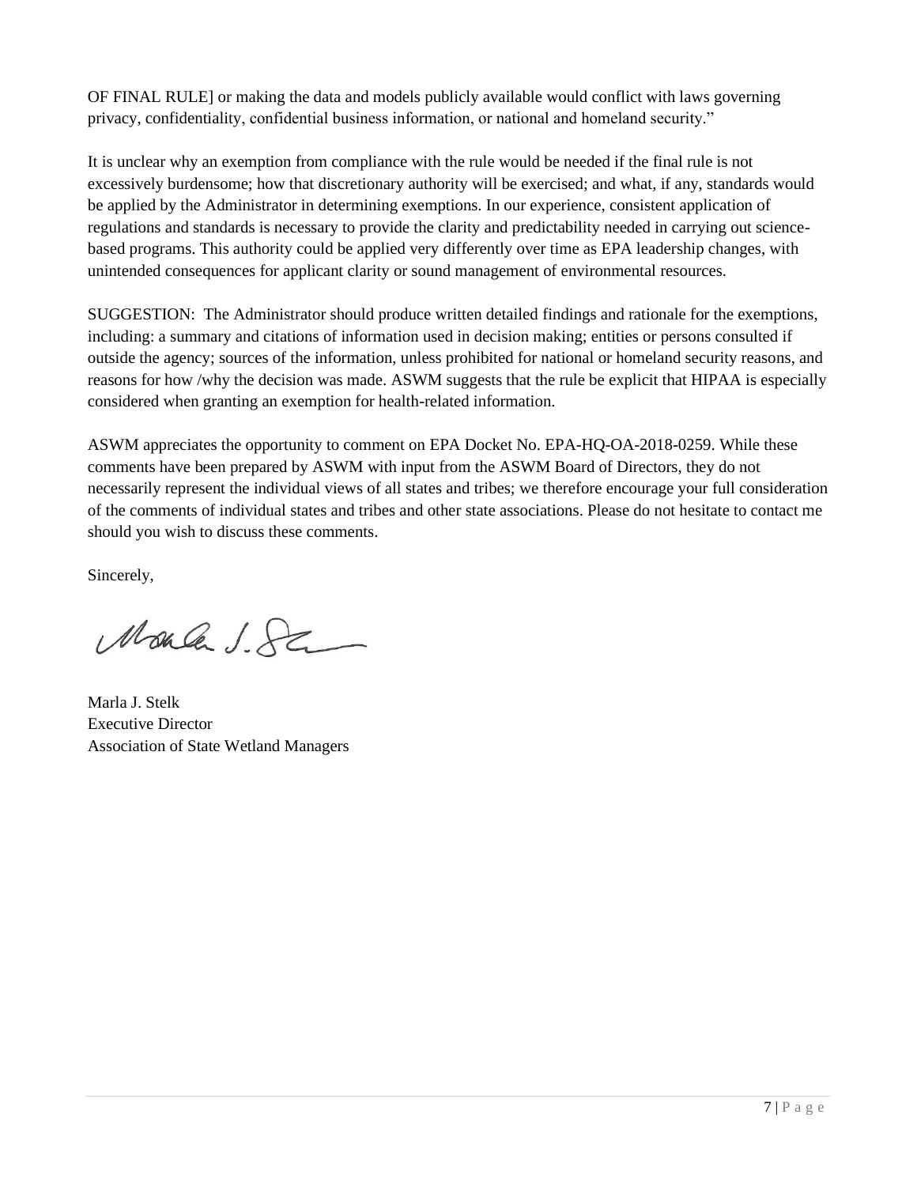OF FINAL RULE] or making the data and models publicly available would conflict with laws governing privacy, confidentiality, confidential business information, or national and homeland security."

It is unclear why an exemption from compliance with the rule would be needed if the final rule is not excessively burdensome; how that discretionary authority will be exercised; and what, if any, standards would be applied by the Administrator in determining exemptions. In our experience, consistent application of regulations and standards is necessary to provide the clarity and predictability needed in carrying out science-based programs. This authority could be applied very differently over time as EPA leadership changes, with unintended consequences for applicant clarity or sound management of environmental resources.

SUGGESTION: The Administrator should produce written detailed findings and rationale for the exemptions, including: a summary and citations of information used in decision making; entities or persons consulted if outside the agency; sources of the information, unless prohibited for national or homeland security reasons, and reasons for how /why the decision was made. ASWM suggests that the rule be explicit that HIPAA is especially considered when granting an exemption for health-related information.

ASWM appreciates the opportunity to comment on EPA Docket No. EPA-HQ-OA-2018-0259. While these comments have been prepared by ASWM with input from the ASWM Board of Directors, they do not necessarily represent the individual views of all states and tribes; we therefore encourage your full consideration of the comments of individual states and tribes and other state associations. Please do not hesitate to contact me should you wish to discuss these comments.

Sincerely,

Marla J. Stelk
Executive Director
Association of State Wetland Managers